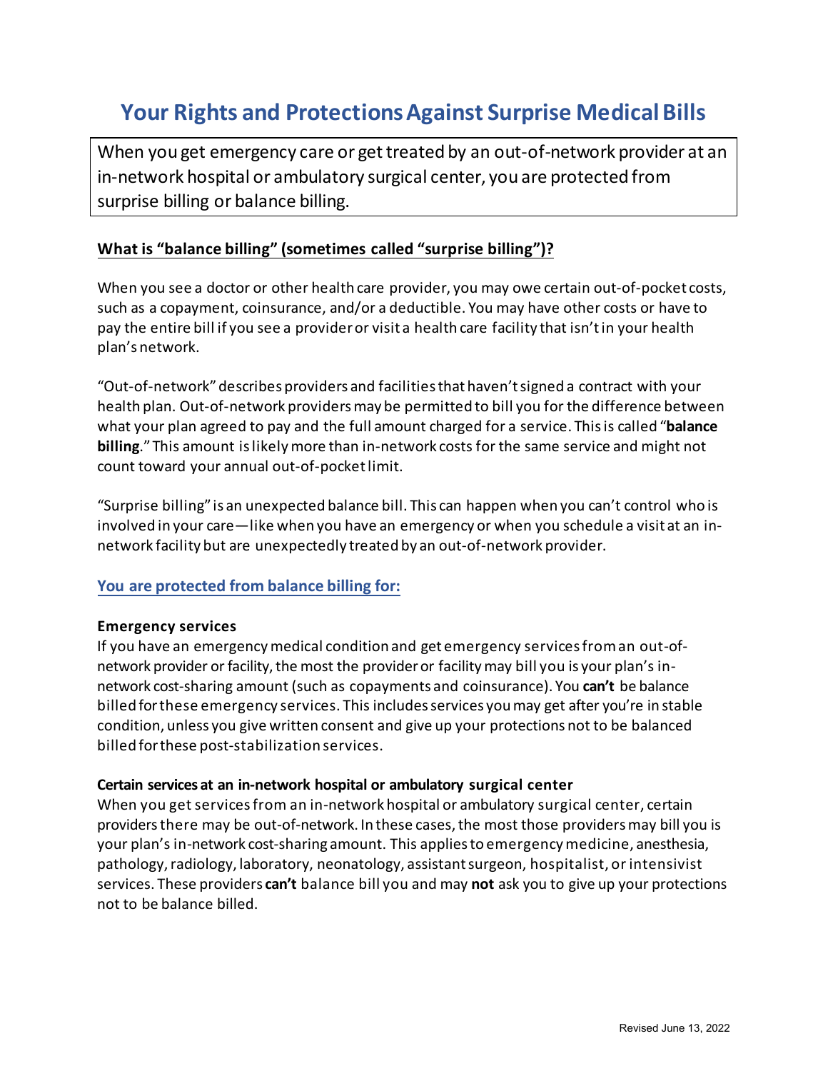# Your Rights and Protections Against Surprise Medical Bills

When you get emergency care or get treated by an out-of-network provider at an in-network hospital or ambulatory surgical center, you are protected from surprise billing or balance billing.

## What is "balance billing" (sometimes called "surprise billing")?

When you see a doctor or other health care provider, you may owe certain out-of-pocket costs, such as a copayment, coinsurance, and/or a deductible. You may have other costs or have to pay the entire bill if you see a provider or visit a health care facility that isn't in your health plan's network.

"Out-of-network" describes providers and facilities that haven't signed a contract with your health plan. Out-of-network providers may be permitted to bill you for the difference between what your plan agreed to pay and the full amount charged for a service. This is called "**balance billing**." This amount is likely more than in-network costs for the same service and might not count toward your annual out-of-pocket limit.

"Surprise billing" is an unexpected balance bill. This can happen when you can't control who is involved in your care—like when you have an emergency or when you schedule a visit at an in-network facility but are unexpectedly treated by an out-of-network provider.

## You are protected from balance billing for:

### Emergency services

If you have an emergency medical condition and get emergency services from an out-of-network provider or facility, the most the provider or facility may bill you is your plan's in-network cost-sharing amount (such as copayments and coinsurance). You **can't** be balance billed for these emergency services. This includes services you may get after you're in stable condition, unless you give written consent and give up your protections not to be balanced billed for these post-stabilization services.

### Certain services at an in-network hospital or ambulatory surgical center

When you get services from an in-network hospital or ambulatory surgical center, certain providers there may be out-of-network. In these cases, the most those providers may bill you is your plan's in-network cost-sharing amount. This applies to emergency medicine, anesthesia, pathology, radiology, laboratory, neonatology, assistant surgeon, hospitalist, or intensivist services. These providers **can't** balance bill you and may **not** ask you to give up your protections not to be balance billed.

Revised June 13, 2022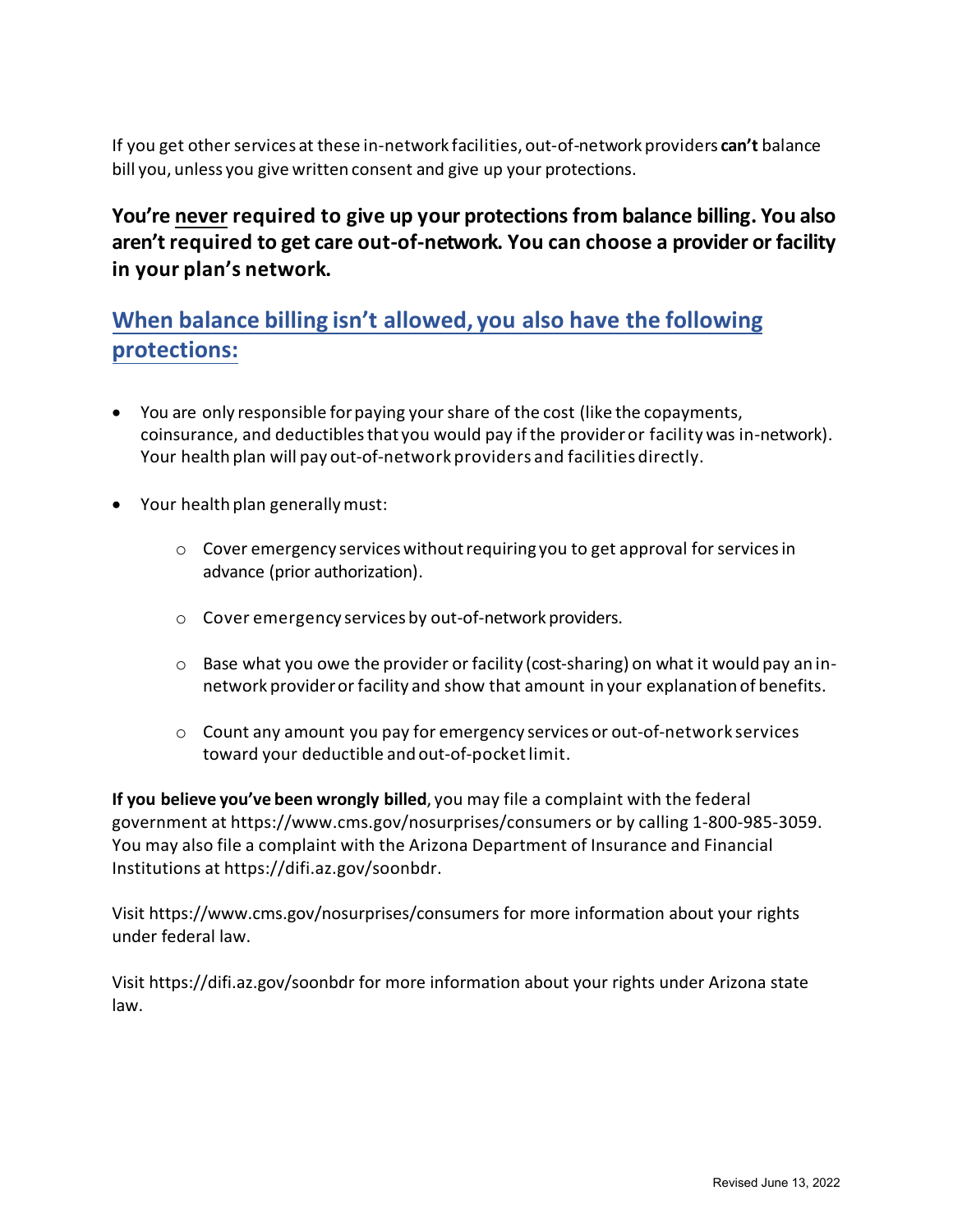If you get other services at these in-network facilities, out-of-network providers **can't** balance bill you, unless you give written consent and give up your protections.

**You're never required to give up your protections from balance billing. You also aren't required to get care out-of-network. You can choose a provider or facility in your plan's network.**

## When balance billing isn't allowed, you also have the following protections:

- You are only responsible for paying your share of the cost (like the copayments, coinsurance, and deductibles that you would pay if the provider or facility was in-network). Your health plan will pay out-of-network providers and facilities directly.
- Your health plan generally must:
  - Cover emergency services without requiring you to get approval for services in advance (prior authorization).
  - Cover emergency services by out-of-network providers.
  - Base what you owe the provider or facility (cost-sharing) on what it would pay an in-network provider or facility and show that amount in your explanation of benefits.
  - Count any amount you pay for emergency services or out-of-network services toward your deductible and out-of-pocket limit.

**If you believe you've been wrongly billed**, you may file a complaint with the federal government at https://www.cms.gov/nosurprises/consumers or by calling 1-800-985-3059. You may also file a complaint with the Arizona Department of Insurance and Financial Institutions at https://difi.az.gov/soonbdr.

Visit https://www.cms.gov/nosurprises/consumers for more information about your rights under federal law.

Visit https://difi.az.gov/soonbdr for more information about your rights under Arizona state law.

Revised June 13, 2022